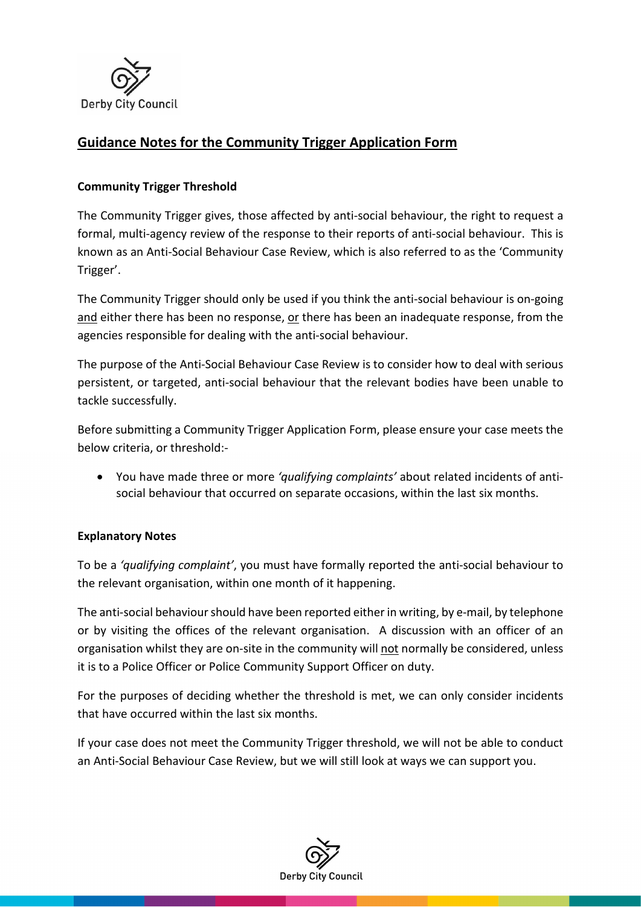Derby City Council

## Guidance Notes for the Community Trigger Application Form

**Community Trigger Threshold**

The Community Trigger gives, those affected by anti-social behaviour, the right to request a formal, multi-agency review of the response to their reports of anti-social behaviour. This is known as an Anti-Social Behaviour Case Review, which is also referred to as the 'Community Trigger'.

The Community Trigger should only be used if you think the anti-social behaviour is on-going and either there has been no response, or there has been an inadequate response, from the agencies responsible for dealing with the anti-social behaviour.

The purpose of the Anti-Social Behaviour Case Review is to consider how to deal with serious persistent, or targeted, anti-social behaviour that the relevant bodies have been unable to tackle successfully.

Before submitting a Community Trigger Application Form, please ensure your case meets the below criteria, or threshold:-

- You have made three or more *'qualifying complaints'* about related incidents of anti-social behaviour that occurred on separate occasions, within the last six months.

**Explanatory Notes**

To be a *'qualifying complaint'*, you must have formally reported the anti-social behaviour to the relevant organisation, within one month of it happening.

The anti-social behaviour should have been reported either in writing, by e-mail, by telephone or by visiting the offices of the relevant organisation. A discussion with an officer of an organisation whilst they are on-site in the community will not normally be considered, unless it is to a Police Officer or Police Community Support Officer on duty.

For the purposes of deciding whether the threshold is met, we can only consider incidents that have occurred within the last six months.

If your case does not meet the Community Trigger threshold, we will not be able to conduct an Anti-Social Behaviour Case Review, but we will still look at ways we can support you.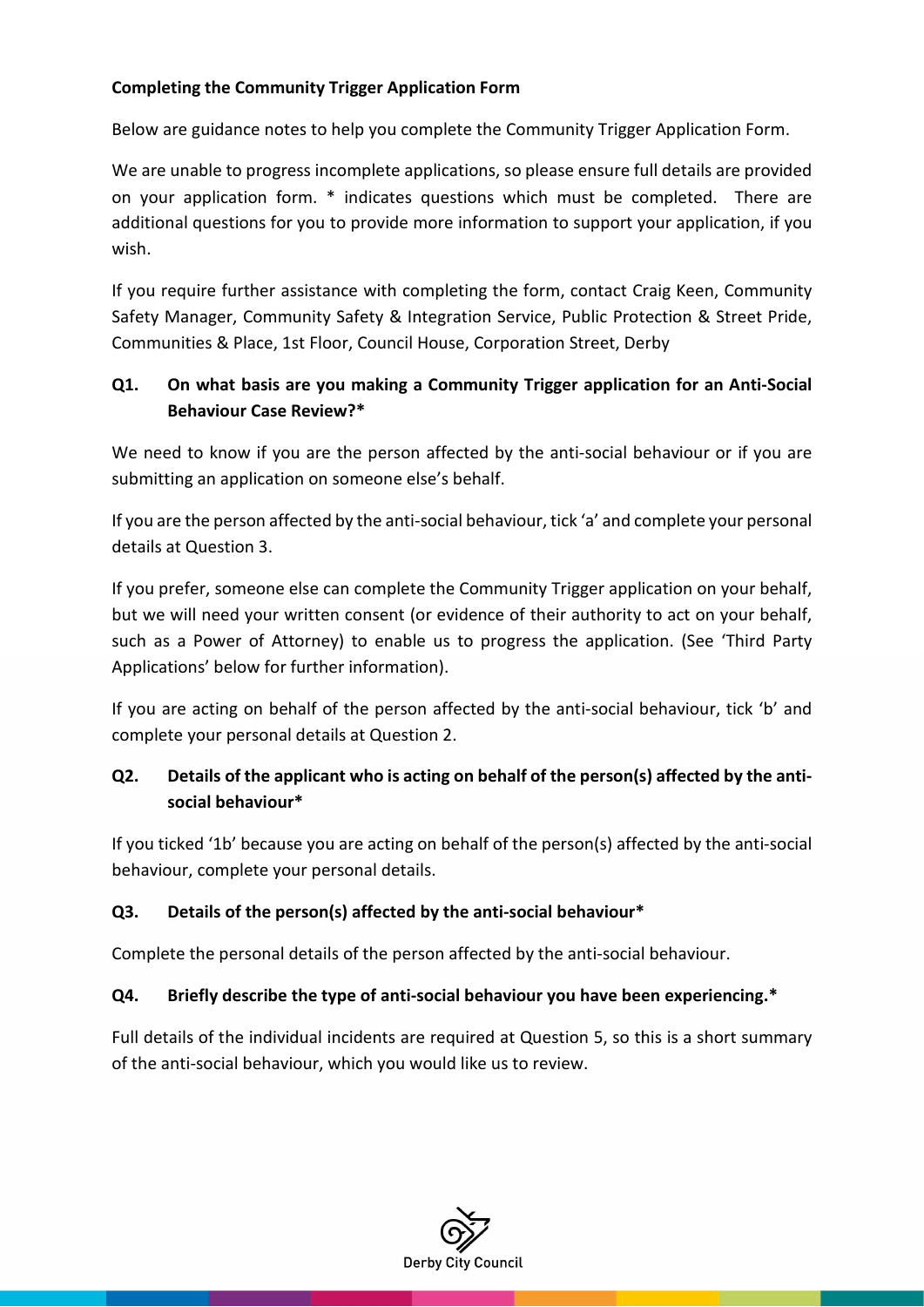**Completing the Community Trigger Application Form**

Below are guidance notes to help you complete the Community Trigger Application Form.

We are unable to progress incomplete applications, so please ensure full details are provided on your application form. * indicates questions which must be completed. There are additional questions for you to provide more information to support your application, if you wish.

If you require further assistance with completing the form, contact Craig Keen, Community Safety Manager, Community Safety & Integration Service, Public Protection & Street Pride, Communities & Place, 1st Floor, Council House, Corporation Street, Derby

**Q1. On what basis are you making a Community Trigger application for an Anti-Social Behaviour Case Review?***

We need to know if you are the person affected by the anti-social behaviour or if you are submitting an application on someone else's behalf.

If you are the person affected by the anti-social behaviour, tick 'a' and complete your personal details at Question 3.

If you prefer, someone else can complete the Community Trigger application on your behalf, but we will need your written consent (or evidence of their authority to act on your behalf, such as a Power of Attorney) to enable us to progress the application. (See 'Third Party Applications' below for further information).

If you are acting on behalf of the person affected by the anti-social behaviour, tick 'b' and complete your personal details at Question 2.

**Q2. Details of the applicant who is acting on behalf of the person(s) affected by the anti-social behaviour***

If you ticked '1b' because you are acting on behalf of the person(s) affected by the anti-social behaviour, complete your personal details.

**Q3. Details of the person(s) affected by the anti-social behaviour***

Complete the personal details of the person affected by the anti-social behaviour.

**Q4. Briefly describe the type of anti-social behaviour you have been experiencing.***

Full details of the individual incidents are required at Question 5, so this is a short summary of the anti-social behaviour, which you would like us to review.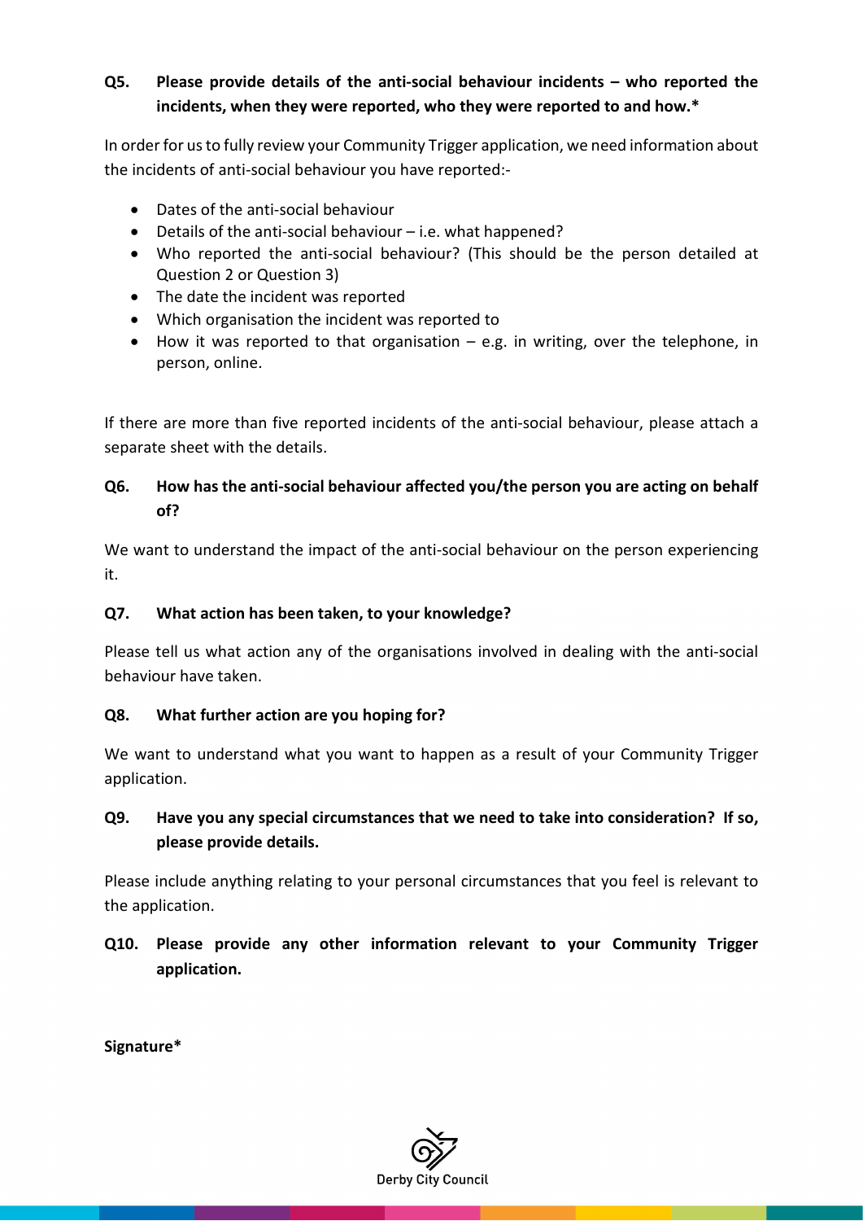**Q5. Please provide details of the anti-social behaviour incidents – who reported the incidents, when they were reported, who they were reported to and how.***

In order for us to fully review your Community Trigger application, we need information about the incidents of anti-social behaviour you have reported:-

- Dates of the anti-social behaviour
- Details of the anti-social behaviour – i.e. what happened?
- Who reported the anti-social behaviour? (This should be the person detailed at Question 2 or Question 3)
- The date the incident was reported
- Which organisation the incident was reported to
- How it was reported to that organisation – e.g. in writing, over the telephone, in person, online.

If there are more than five reported incidents of the anti-social behaviour, please attach a separate sheet with the details.

**Q6. How has the anti-social behaviour affected you/the person you are acting on behalf of?**

We want to understand the impact of the anti-social behaviour on the person experiencing it.

**Q7. What action has been taken, to your knowledge?**

Please tell us what action any of the organisations involved in dealing with the anti-social behaviour have taken.

**Q8. What further action are you hoping for?**

We want to understand what you want to happen as a result of your Community Trigger application.

**Q9. Have you any special circumstances that we need to take into consideration? If so, please provide details.**

Please include anything relating to your personal circumstances that you feel is relevant to the application.

**Q10. Please provide any other information relevant to your Community Trigger application.**

**Signature***

Derby City Council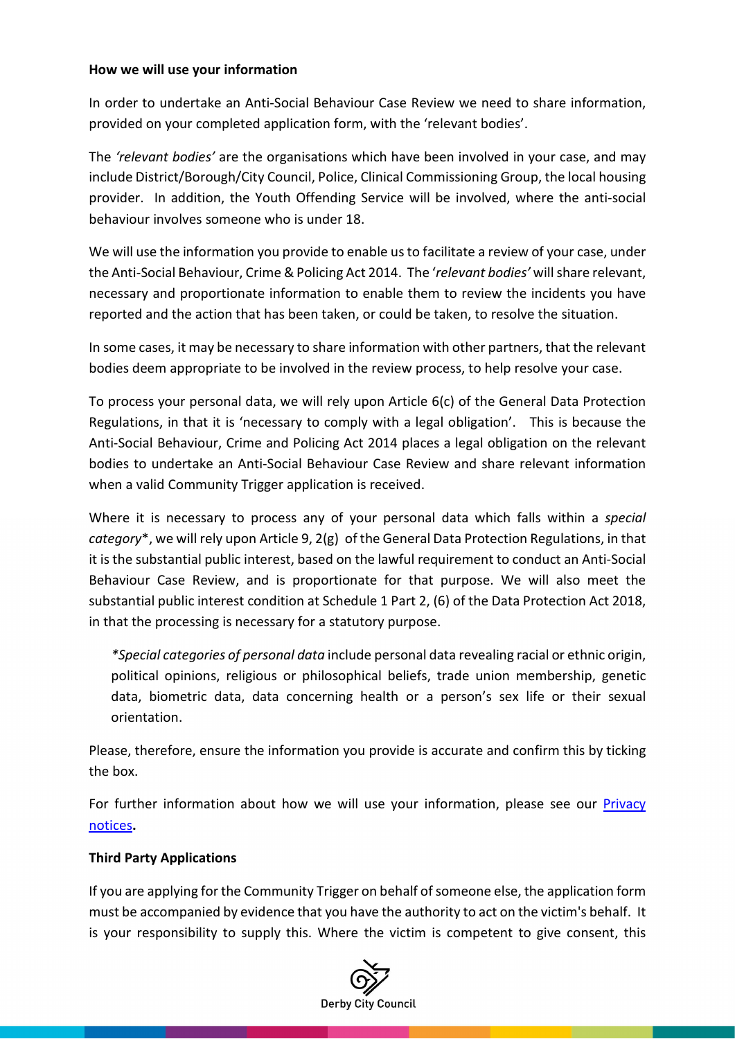**How we will use your information**

In order to undertake an Anti-Social Behaviour Case Review we need to share information, provided on your completed application form, with the 'relevant bodies'.

The *'relevant bodies'* are the organisations which have been involved in your case, and may include District/Borough/City Council, Police, Clinical Commissioning Group, the local housing provider. In addition, the Youth Offending Service will be involved, where the anti-social behaviour involves someone who is under 18.

We will use the information you provide to enable us to facilitate a review of your case, under the Anti-Social Behaviour, Crime & Policing Act 2014. The '*relevant bodies'* will share relevant, necessary and proportionate information to enable them to review the incidents you have reported and the action that has been taken, or could be taken, to resolve the situation.

In some cases, it may be necessary to share information with other partners, that the relevant bodies deem appropriate to be involved in the review process, to help resolve your case.

To process your personal data, we will rely upon Article 6(c) of the General Data Protection Regulations, in that it is 'necessary to comply with a legal obligation'. This is because the Anti-Social Behaviour, Crime and Policing Act 2014 places a legal obligation on the relevant bodies to undertake an Anti-Social Behaviour Case Review and share relevant information when a valid Community Trigger application is received.

Where it is necessary to process any of your personal data which falls within a *special category*\*, we will rely upon Article 9, 2(g) of the General Data Protection Regulations, in that it is the substantial public interest, based on the lawful requirement to conduct an Anti-Social Behaviour Case Review, and is proportionate for that purpose. We will also meet the substantial public interest condition at Schedule 1 Part 2, (6) of the Data Protection Act 2018, in that the processing is necessary for a statutory purpose.

> *\*Special categories of personal data* include personal data revealing racial or ethnic origin, political opinions, religious or philosophical beliefs, trade union membership, genetic data, biometric data, data concerning health or a person's sex life or their sexual orientation.

Please, therefore, ensure the information you provide is accurate and confirm this by ticking the box.

For further information about how we will use your information, please see our [Privacy notices](#)**.**

**Third Party Applications**

If you are applying for the Community Trigger on behalf of someone else, the application form must be accompanied by evidence that you have the authority to act on the victim's behalf. It is your responsibility to supply this. Where the victim is competent to give consent, this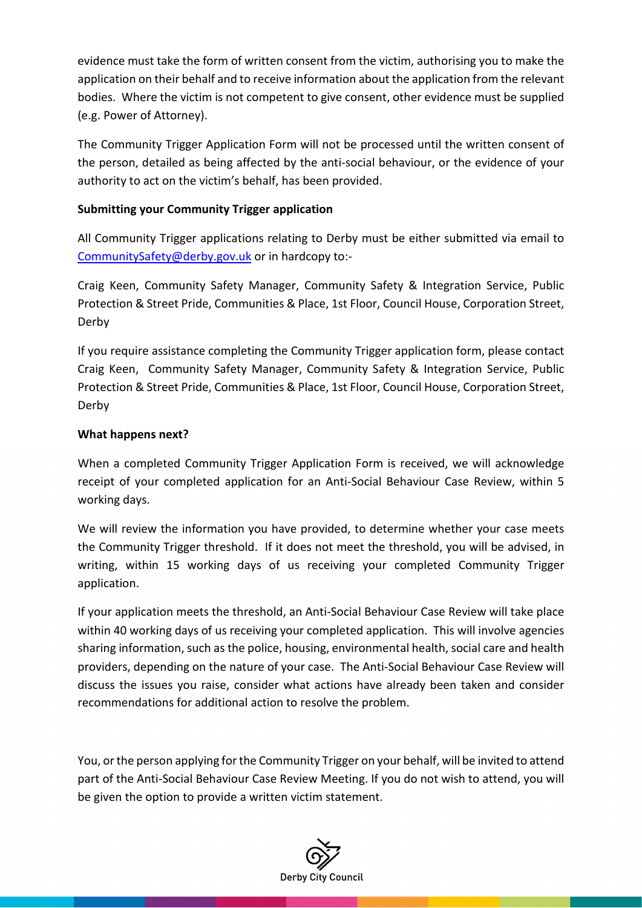evidence must take the form of written consent from the victim, authorising you to make the application on their behalf and to receive information about the application from the relevant bodies. Where the victim is not competent to give consent, other evidence must be supplied (e.g. Power of Attorney).

The Community Trigger Application Form will not be processed until the written consent of the person, detailed as being affected by the anti-social behaviour, or the evidence of your authority to act on the victim's behalf, has been provided.

**Submitting your Community Trigger application**

All Community Trigger applications relating to Derby must be either submitted via email to CommunitySafety@derby.gov.uk or in hardcopy to:-

Craig Keen, Community Safety Manager, Community Safety & Integration Service, Public Protection & Street Pride, Communities & Place, 1st Floor, Council House, Corporation Street, Derby

If you require assistance completing the Community Trigger application form, please contact Craig Keen, Community Safety Manager, Community Safety & Integration Service, Public Protection & Street Pride, Communities & Place, 1st Floor, Council House, Corporation Street, Derby

**What happens next?**

When a completed Community Trigger Application Form is received, we will acknowledge receipt of your completed application for an Anti-Social Behaviour Case Review, within 5 working days.

We will review the information you have provided, to determine whether your case meets the Community Trigger threshold. If it does not meet the threshold, you will be advised, in writing, within 15 working days of us receiving your completed Community Trigger application.

If your application meets the threshold, an Anti-Social Behaviour Case Review will take place within 40 working days of us receiving your completed application. This will involve agencies sharing information, such as the police, housing, environmental health, social care and health providers, depending on the nature of your case. The Anti-Social Behaviour Case Review will discuss the issues you raise, consider what actions have already been taken and consider recommendations for additional action to resolve the problem.

You, or the person applying for the Community Trigger on your behalf, will be invited to attend part of the Anti-Social Behaviour Case Review Meeting. If you do not wish to attend, you will be given the option to provide a written victim statement.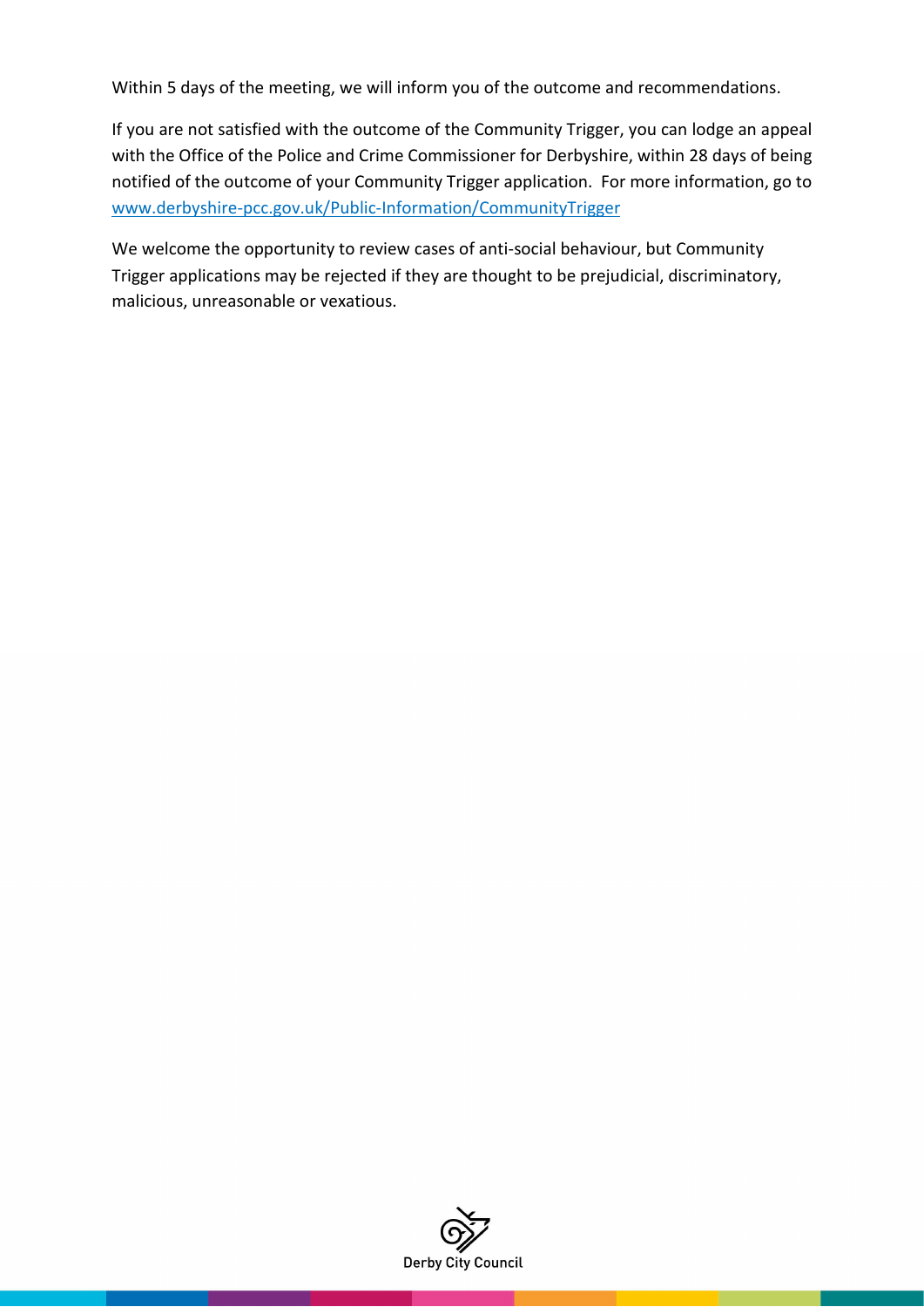Within 5 days of the meeting, we will inform you of the outcome and recommendations.

If you are not satisfied with the outcome of the Community Trigger, you can lodge an appeal with the Office of the Police and Crime Commissioner for Derbyshire, within 28 days of being notified of the outcome of your Community Trigger application. For more information, go to [www.derbyshire-pcc.gov.uk/Public-Information/CommunityTrigger](http://www.derbyshire-pcc.gov.uk/Public-Information/CommunityTrigger)

We welcome the opportunity to review cases of anti-social behaviour, but Community Trigger applications may be rejected if they are thought to be prejudicial, discriminatory, malicious, unreasonable or vexatious.